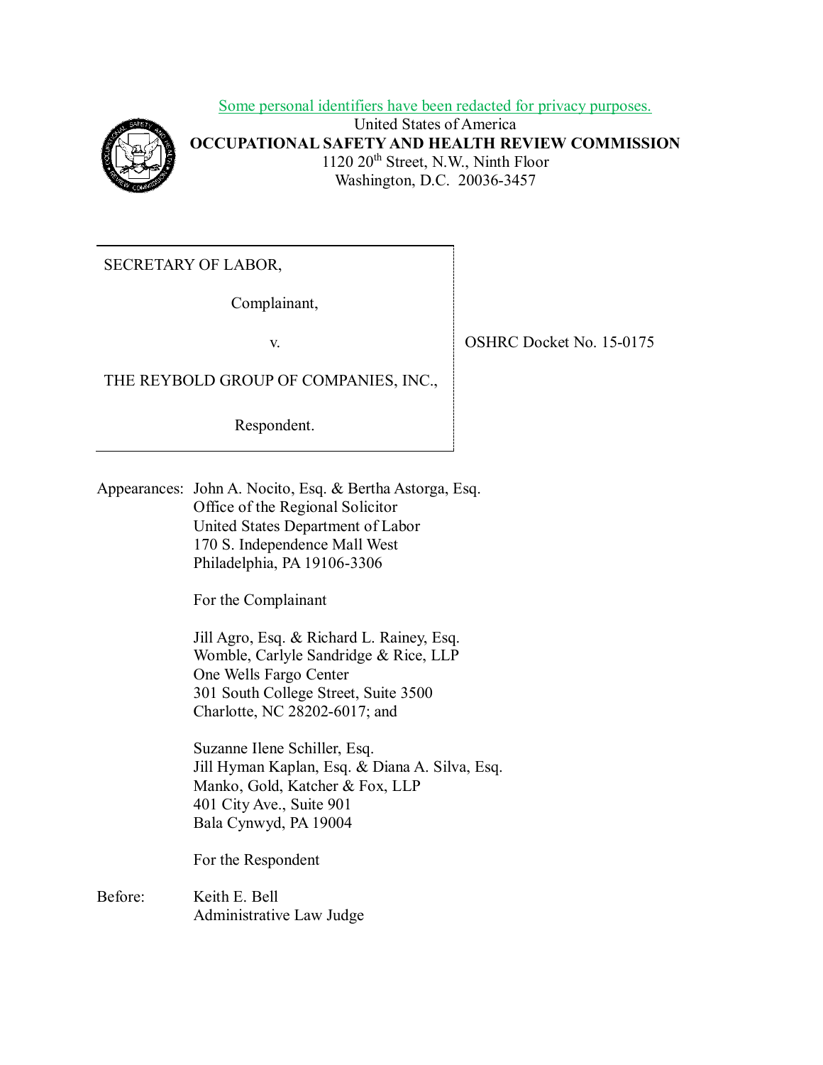Some personal identifiers have been redacted for privacy purposes.

United States of America

**OCCUPATIONAL SAFETY AND HEALTH REVIEW COMMISSION**

1120 20th Street, N.W., Ninth Floor

Washington, D.C. 20036-3457

SECRETARY OF LABOR,

Complainant,

v.

THE REYBOLD GROUP OF COMPANIES, INC.,

Respondent.

OSHRC Docket No. 15-0175

Appearances: John A. Nocito, Esq. & Bertha Astorga, Esq.
Office of the Regional Solicitor
United States Department of Labor
170 S. Independence Mall West
Philadelphia, PA 19106-3306

For the Complainant

Jill Agro, Esq. & Richard L. Rainey, Esq.
Womble, Carlyle Sandridge & Rice, LLP
One Wells Fargo Center
301 South College Street, Suite 3500
Charlotte, NC 28202-6017; and

Suzanne Ilene Schiller, Esq.
Jill Hyman Kaplan, Esq. & Diana A. Silva, Esq.
Manko, Gold, Katcher & Fox, LLP
401 City Ave., Suite 901
Bala Cynwyd, PA 19004

For the Respondent

Before: Keith E. Bell
Administrative Law Judge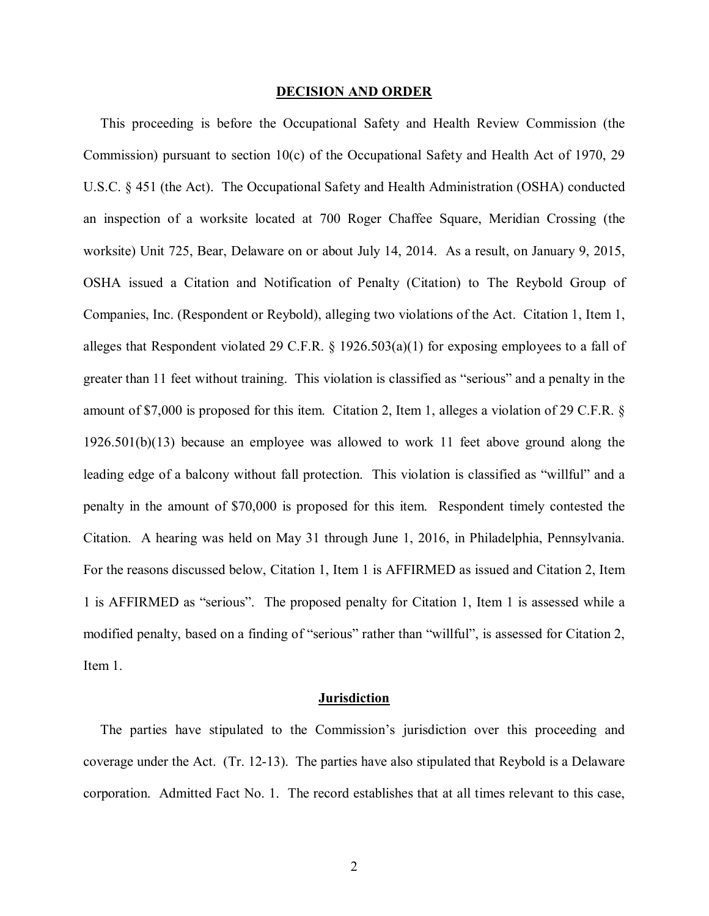## DECISION AND ORDER

This proceeding is before the Occupational Safety and Health Review Commission (the Commission) pursuant to section 10(c) of the Occupational Safety and Health Act of 1970, 29 U.S.C. § 451 (the Act). The Occupational Safety and Health Administration (OSHA) conducted an inspection of a worksite located at 700 Roger Chaffee Square, Meridian Crossing (the worksite) Unit 725, Bear, Delaware on or about July 14, 2014. As a result, on January 9, 2015, OSHA issued a Citation and Notification of Penalty (Citation) to The Reybold Group of Companies, Inc. (Respondent or Reybold), alleging two violations of the Act. Citation 1, Item 1, alleges that Respondent violated 29 C.F.R. § 1926.503(a)(1) for exposing employees to a fall of greater than 11 feet without training. This violation is classified as "serious" and a penalty in the amount of $7,000 is proposed for this item. Citation 2, Item 1, alleges a violation of 29 C.F.R. § 1926.501(b)(13) because an employee was allowed to work 11 feet above ground along the leading edge of a balcony without fall protection. This violation is classified as "willful" and a penalty in the amount of $70,000 is proposed for this item. Respondent timely contested the Citation. A hearing was held on May 31 through June 1, 2016, in Philadelphia, Pennsylvania. For the reasons discussed below, Citation 1, Item 1 is AFFIRMED as issued and Citation 2, Item 1 is AFFIRMED as "serious". The proposed penalty for Citation 1, Item 1 is assessed while a modified penalty, based on a finding of "serious" rather than "willful", is assessed for Citation 2, Item 1.

## Jurisdiction

The parties have stipulated to the Commission's jurisdiction over this proceeding and coverage under the Act. (Tr. 12-13). The parties have also stipulated that Reybold is a Delaware corporation. Admitted Fact No. 1. The record establishes that at all times relevant to this case,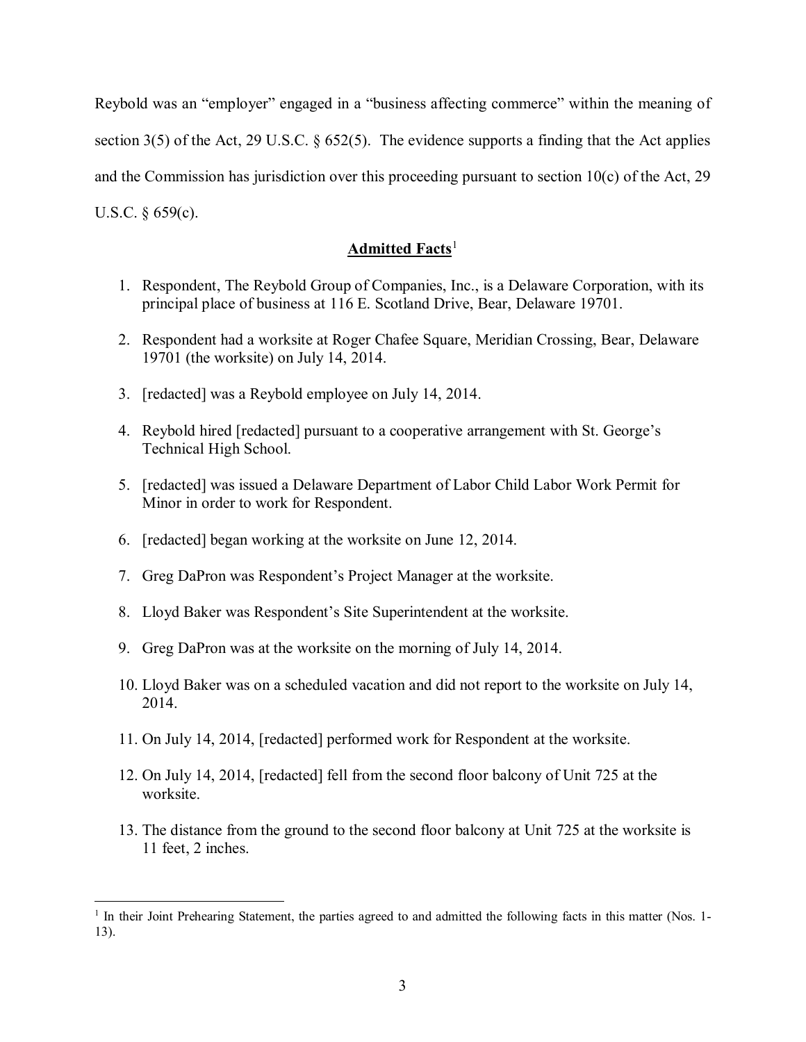Reybold was an "employer" engaged in a "business affecting commerce" within the meaning of section 3(5) of the Act, 29 U.S.C. § 652(5). The evidence supports a finding that the Act applies and the Commission has jurisdiction over this proceeding pursuant to section 10(c) of the Act, 29 U.S.C. § 659(c).

## **Admitted Facts**[1]

1. Respondent, The Reybold Group of Companies, Inc., is a Delaware Corporation, with its principal place of business at 116 E. Scotland Drive, Bear, Delaware 19701.
2. Respondent had a worksite at Roger Chafee Square, Meridian Crossing, Bear, Delaware 19701 (the worksite) on July 14, 2014.
3. [redacted] was a Reybold employee on July 14, 2014.
4. Reybold hired [redacted] pursuant to a cooperative arrangement with St. George's Technical High School.
5. [redacted] was issued a Delaware Department of Labor Child Labor Work Permit for Minor in order to work for Respondent.
6. [redacted] began working at the worksite on June 12, 2014.
7. Greg DaPron was Respondent's Project Manager at the worksite.
8. Lloyd Baker was Respondent's Site Superintendent at the worksite.
9. Greg DaPron was at the worksite on the morning of July 14, 2014.
10. Lloyd Baker was on a scheduled vacation and did not report to the worksite on July 14, 2014.
11. On July 14, 2014, [redacted] performed work for Respondent at the worksite.
12. On July 14, 2014, [redacted] fell from the second floor balcony of Unit 725 at the worksite.
13. The distance from the ground to the second floor balcony at Unit 725 at the worksite is 11 feet, 2 inches.

---

[1] In their Joint Prehearing Statement, the parties agreed to and admitted the following facts in this matter (Nos. 1-13).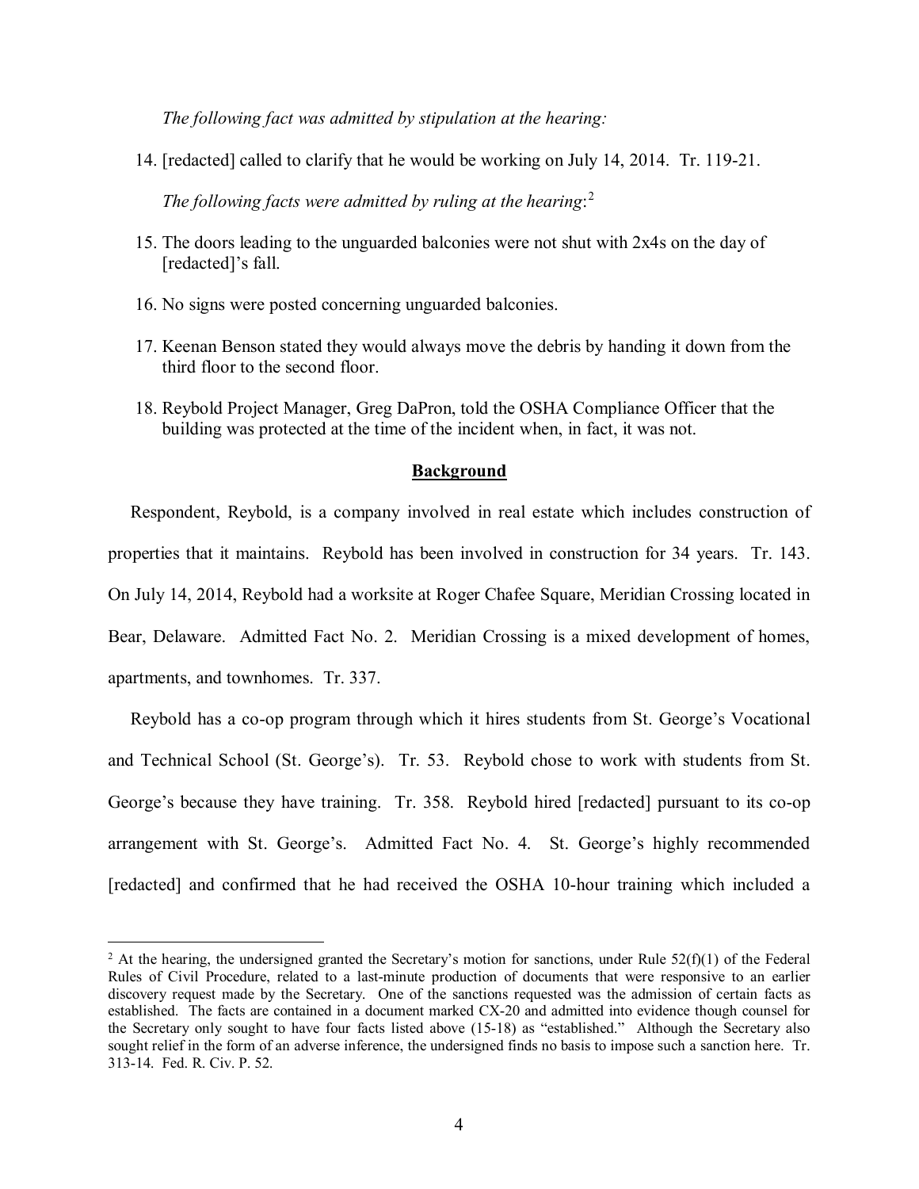*The following fact was admitted by stipulation at the hearing:*

14. [redacted] called to clarify that he would be working on July 14, 2014. Tr. 119-21.

*The following facts were admitted by ruling at the hearing*:[2]

15. The doors leading to the unguarded balconies were not shut with 2x4s on the day of [redacted]'s fall.
16. No signs were posted concerning unguarded balconies.
17. Keenan Benson stated they would always move the debris by handing it down from the third floor to the second floor.
18. Reybold Project Manager, Greg DaPron, told the OSHA Compliance Officer that the building was protected at the time of the incident when, in fact, it was not.

## Background

Respondent, Reybold, is a company involved in real estate which includes construction of properties that it maintains. Reybold has been involved in construction for 34 years. Tr. 143. On July 14, 2014, Reybold had a worksite at Roger Chafee Square, Meridian Crossing located in Bear, Delaware. Admitted Fact No. 2. Meridian Crossing is a mixed development of homes, apartments, and townhomes. Tr. 337.

Reybold has a co-op program through which it hires students from St. George's Vocational and Technical School (St. George's). Tr. 53. Reybold chose to work with students from St. George's because they have training. Tr. 358. Reybold hired [redacted] pursuant to its co-op arrangement with St. George's. Admitted Fact No. 4. St. George's highly recommended [redacted] and confirmed that he had received the OSHA 10-hour training which included a

---

[2] At the hearing, the undersigned granted the Secretary's motion for sanctions, under Rule 52(f)(1) of the Federal Rules of Civil Procedure, related to a last-minute production of documents that were responsive to an earlier discovery request made by the Secretary. One of the sanctions requested was the admission of certain facts as established. The facts are contained in a document marked CX-20 and admitted into evidence though counsel for the Secretary only sought to have four facts listed above (15-18) as "established." Although the Secretary also sought relief in the form of an adverse inference, the undersigned finds no basis to impose such a sanction here. Tr. 313-14. Fed. R. Civ. P. 52.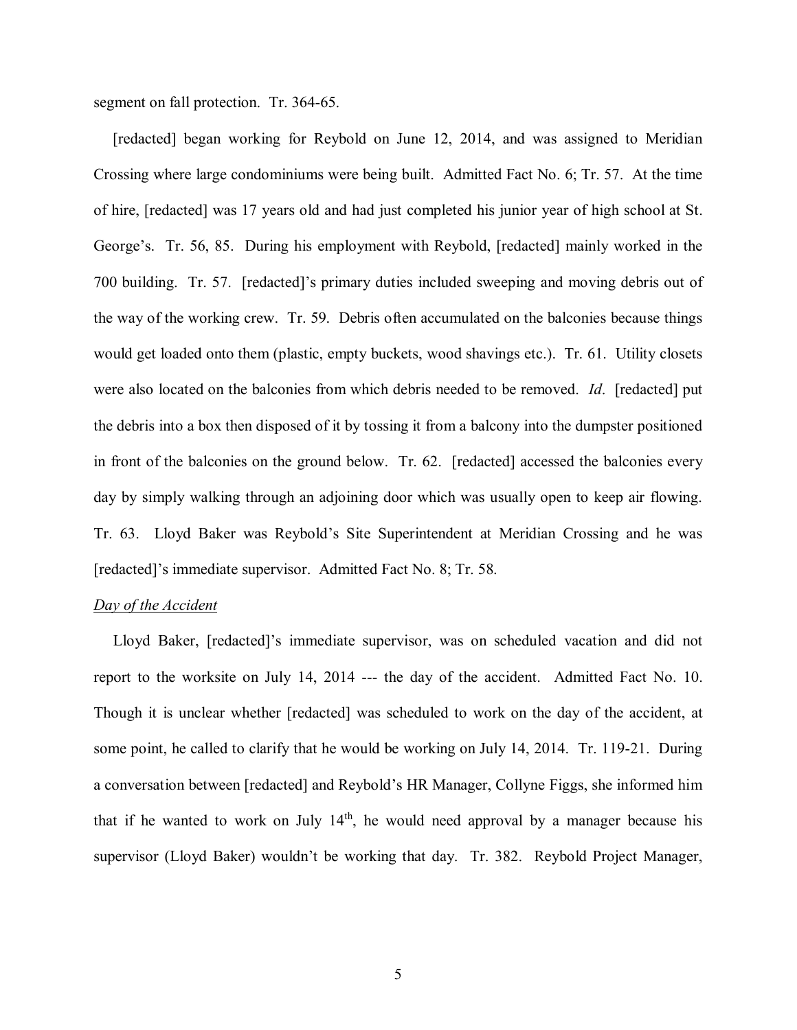segment on fall protection. Tr. 364-65.

[redacted] began working for Reybold on June 12, 2014, and was assigned to Meridian Crossing where large condominiums were being built. Admitted Fact No. 6; Tr. 57. At the time of hire, [redacted] was 17 years old and had just completed his junior year of high school at St. George's. Tr. 56, 85. During his employment with Reybold, [redacted] mainly worked in the 700 building. Tr. 57. [redacted]'s primary duties included sweeping and moving debris out of the way of the working crew. Tr. 59. Debris often accumulated on the balconies because things would get loaded onto them (plastic, empty buckets, wood shavings etc.). Tr. 61. Utility closets were also located on the balconies from which debris needed to be removed. *Id*. [redacted] put the debris into a box then disposed of it by tossing it from a balcony into the dumpster positioned in front of the balconies on the ground below. Tr. 62. [redacted] accessed the balconies every day by simply walking through an adjoining door which was usually open to keep air flowing. Tr. 63. Lloyd Baker was Reybold's Site Superintendent at Meridian Crossing and he was [redacted]'s immediate supervisor. Admitted Fact No. 8; Tr. 58.

*Day of the Accident*

Lloyd Baker, [redacted]'s immediate supervisor, was on scheduled vacation and did not report to the worksite on July 14, 2014 --- the day of the accident. Admitted Fact No. 10. Though it is unclear whether [redacted] was scheduled to work on the day of the accident, at some point, he called to clarify that he would be working on July 14, 2014. Tr. 119-21. During a conversation between [redacted] and Reybold's HR Manager, Collyne Figgs, she informed him that if he wanted to work on July 14th, he would need approval by a manager because his supervisor (Lloyd Baker) wouldn't be working that day. Tr. 382. Reybold Project Manager,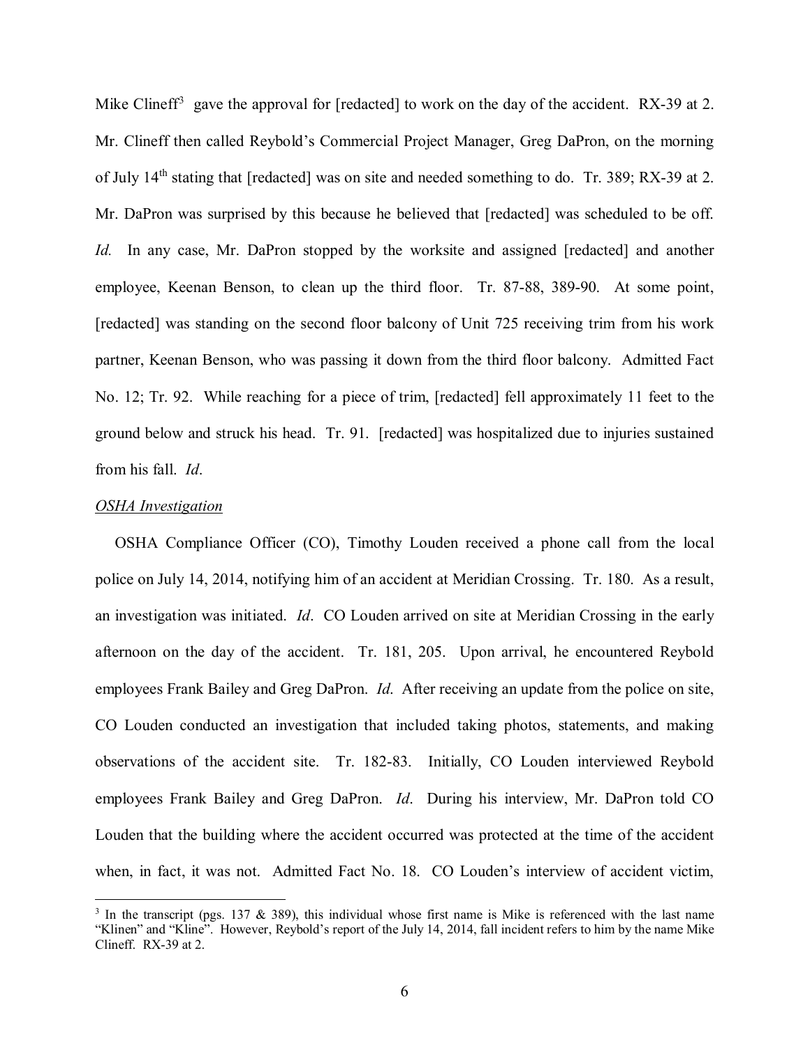Mike Clineff[3] gave the approval for [redacted] to work on the day of the accident. RX-39 at 2. Mr. Clineff then called Reybold's Commercial Project Manager, Greg DaPron, on the morning of July 14th stating that [redacted] was on site and needed something to do. Tr. 389; RX-39 at 2. Mr. DaPron was surprised by this because he believed that [redacted] was scheduled to be off. *Id.* In any case, Mr. DaPron stopped by the worksite and assigned [redacted] and another employee, Keenan Benson, to clean up the third floor. Tr. 87-88, 389-90. At some point, [redacted] was standing on the second floor balcony of Unit 725 receiving trim from his work partner, Keenan Benson, who was passing it down from the third floor balcony. Admitted Fact No. 12; Tr. 92. While reaching for a piece of trim, [redacted] fell approximately 11 feet to the ground below and struck his head. Tr. 91. [redacted] was hospitalized due to injuries sustained from his fall. *Id*.

*OSHA Investigation*

OSHA Compliance Officer (CO), Timothy Louden received a phone call from the local police on July 14, 2014, notifying him of an accident at Meridian Crossing. Tr. 180. As a result, an investigation was initiated. *Id*. CO Louden arrived on site at Meridian Crossing in the early afternoon on the day of the accident. Tr. 181, 205. Upon arrival, he encountered Reybold employees Frank Bailey and Greg DaPron. *Id*. After receiving an update from the police on site, CO Louden conducted an investigation that included taking photos, statements, and making observations of the accident site. Tr. 182-83. Initially, CO Louden interviewed Reybold employees Frank Bailey and Greg DaPron. *Id*. During his interview, Mr. DaPron told CO Louden that the building where the accident occurred was protected at the time of the accident when, in fact, it was not. Admitted Fact No. 18. CO Louden's interview of accident victim,

[3] In the transcript (pgs. 137 & 389), this individual whose first name is Mike is referenced with the last name "Klinen" and "Kline". However, Reybold's report of the July 14, 2014, fall incident refers to him by the name Mike Clineff. RX-39 at 2.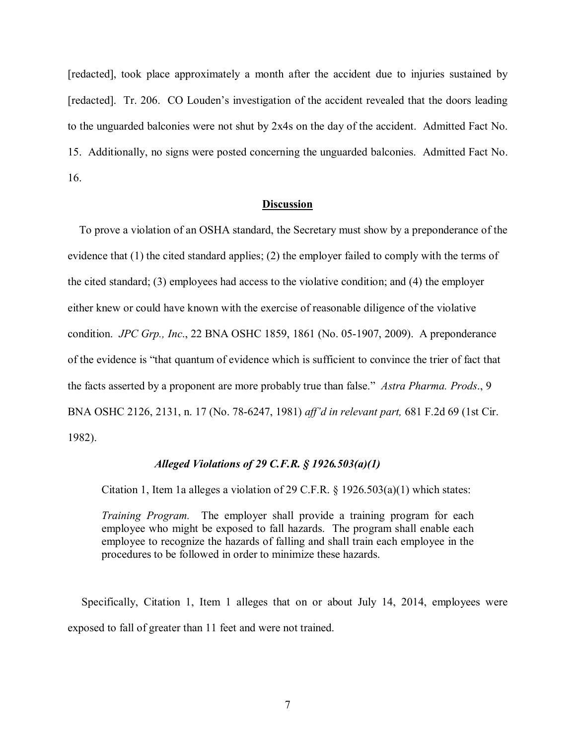[redacted], took place approximately a month after the accident due to injuries sustained by [redacted]. Tr. 206. CO Louden's investigation of the accident revealed that the doors leading to the unguarded balconies were not shut by 2x4s on the day of the accident. Admitted Fact No. 15. Additionally, no signs were posted concerning the unguarded balconies. Admitted Fact No. 16.

## Discussion

To prove a violation of an OSHA standard, the Secretary must show by a preponderance of the evidence that (1) the cited standard applies; (2) the employer failed to comply with the terms of the cited standard; (3) employees had access to the violative condition; and (4) the employer either knew or could have known with the exercise of reasonable diligence of the violative condition. *JPC Grp., Inc*., 22 BNA OSHC 1859, 1861 (No. 05-1907, 2009). A preponderance of the evidence is "that quantum of evidence which is sufficient to convince the trier of fact that the facts asserted by a proponent are more probably true than false." *Astra Pharma. Prods*., 9 BNA OSHC 2126, 2131, n. 17 (No. 78-6247, 1981) *aff'd in relevant part,* 681 F.2d 69 (1st Cir. 1982).

### *Alleged Violations of 29 C.F.R. § 1926.503(a)(1)*

Citation 1, Item 1a alleges a violation of 29 C.F.R. § 1926.503(a)(1) which states:

> *Training Program.* The employer shall provide a training program for each employee who might be exposed to fall hazards. The program shall enable each employee to recognize the hazards of falling and shall train each employee in the procedures to be followed in order to minimize these hazards.

Specifically, Citation 1, Item 1 alleges that on or about July 14, 2014, employees were exposed to fall of greater than 11 feet and were not trained.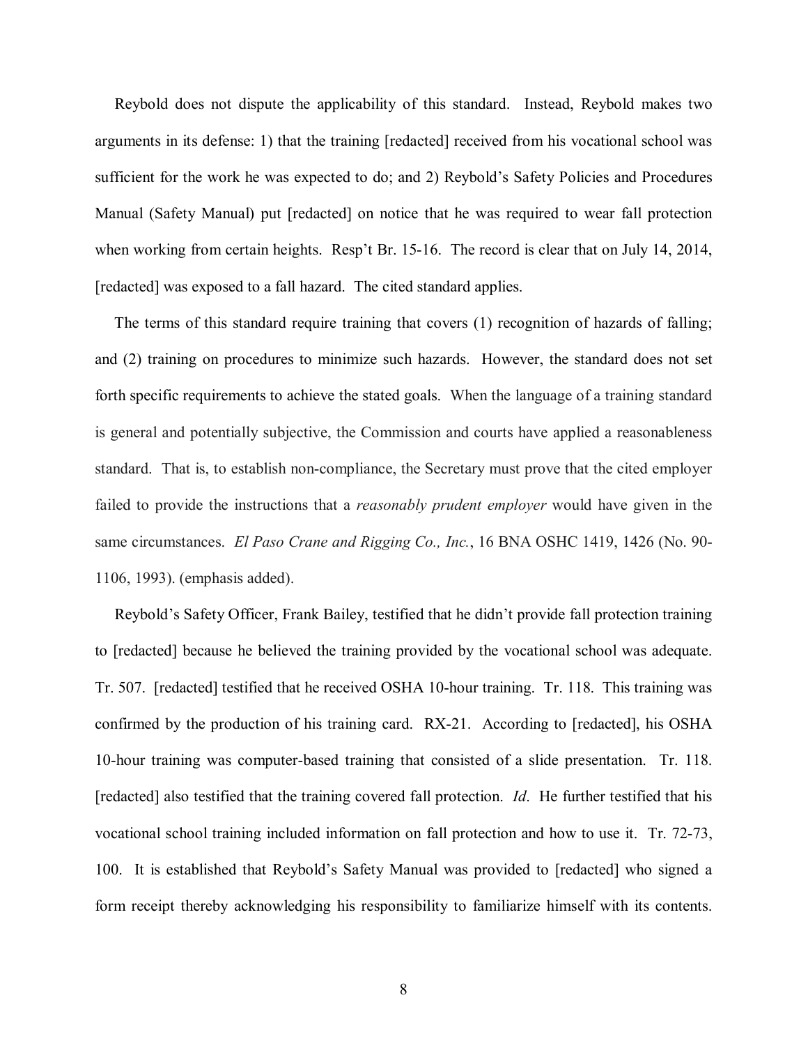Reybold does not dispute the applicability of this standard. Instead, Reybold makes two arguments in its defense: 1) that the training [redacted] received from his vocational school was sufficient for the work he was expected to do; and 2) Reybold's Safety Policies and Procedures Manual (Safety Manual) put [redacted] on notice that he was required to wear fall protection when working from certain heights. Resp't Br. 15-16. The record is clear that on July 14, 2014, [redacted] was exposed to a fall hazard. The cited standard applies.

The terms of this standard require training that covers (1) recognition of hazards of falling; and (2) training on procedures to minimize such hazards. However, the standard does not set forth specific requirements to achieve the stated goals. When the language of a training standard is general and potentially subjective, the Commission and courts have applied a reasonableness standard. That is, to establish non-compliance, the Secretary must prove that the cited employer failed to provide the instructions that a *reasonably prudent employer* would have given in the same circumstances. *El Paso Crane and Rigging Co., Inc.*, 16 BNA OSHC 1419, 1426 (No. 90-1106, 1993). (emphasis added).

Reybold's Safety Officer, Frank Bailey, testified that he didn't provide fall protection training to [redacted] because he believed the training provided by the vocational school was adequate. Tr. 507. [redacted] testified that he received OSHA 10-hour training. Tr. 118. This training was confirmed by the production of his training card. RX-21. According to [redacted], his OSHA 10-hour training was computer-based training that consisted of a slide presentation. Tr. 118. [redacted] also testified that the training covered fall protection. *Id*. He further testified that his vocational school training included information on fall protection and how to use it. Tr. 72-73, 100. It is established that Reybold's Safety Manual was provided to [redacted] who signed a form receipt thereby acknowledging his responsibility to familiarize himself with its contents.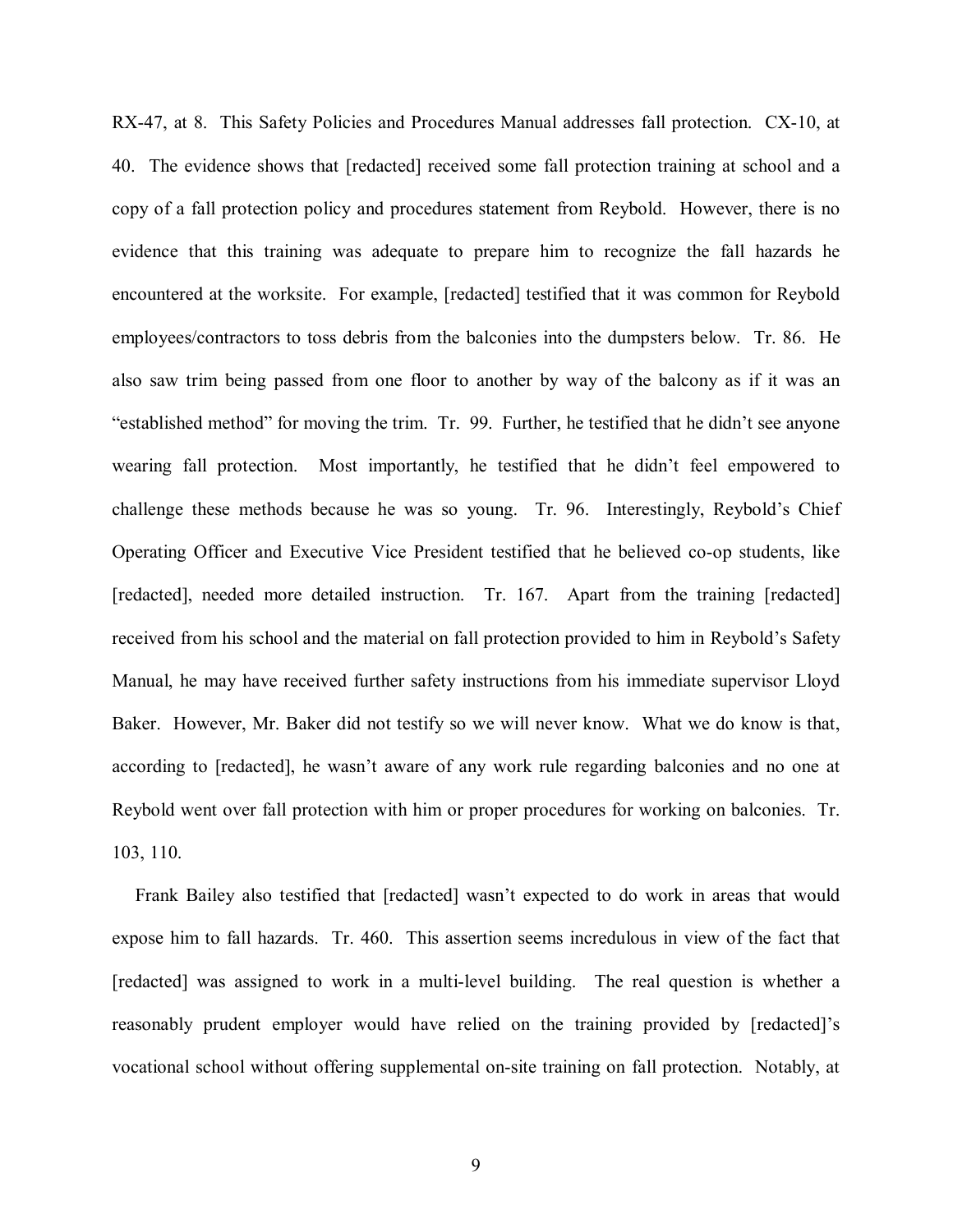RX-47, at 8. This Safety Policies and Procedures Manual addresses fall protection. CX-10, at 40. The evidence shows that [redacted] received some fall protection training at school and a copy of a fall protection policy and procedures statement from Reybold. However, there is no evidence that this training was adequate to prepare him to recognize the fall hazards he encountered at the worksite. For example, [redacted] testified that it was common for Reybold employees/contractors to toss debris from the balconies into the dumpsters below. Tr. 86. He also saw trim being passed from one floor to another by way of the balcony as if it was an "established method" for moving the trim. Tr. 99. Further, he testified that he didn't see anyone wearing fall protection. Most importantly, he testified that he didn't feel empowered to challenge these methods because he was so young. Tr. 96. Interestingly, Reybold's Chief Operating Officer and Executive Vice President testified that he believed co-op students, like [redacted], needed more detailed instruction. Tr. 167. Apart from the training [redacted] received from his school and the material on fall protection provided to him in Reybold's Safety Manual, he may have received further safety instructions from his immediate supervisor Lloyd Baker. However, Mr. Baker did not testify so we will never know. What we do know is that, according to [redacted], he wasn't aware of any work rule regarding balconies and no one at Reybold went over fall protection with him or proper procedures for working on balconies. Tr. 103, 110.

Frank Bailey also testified that [redacted] wasn't expected to do work in areas that would expose him to fall hazards. Tr. 460. This assertion seems incredulous in view of the fact that [redacted] was assigned to work in a multi-level building. The real question is whether a reasonably prudent employer would have relied on the training provided by [redacted]'s vocational school without offering supplemental on-site training on fall protection. Notably, at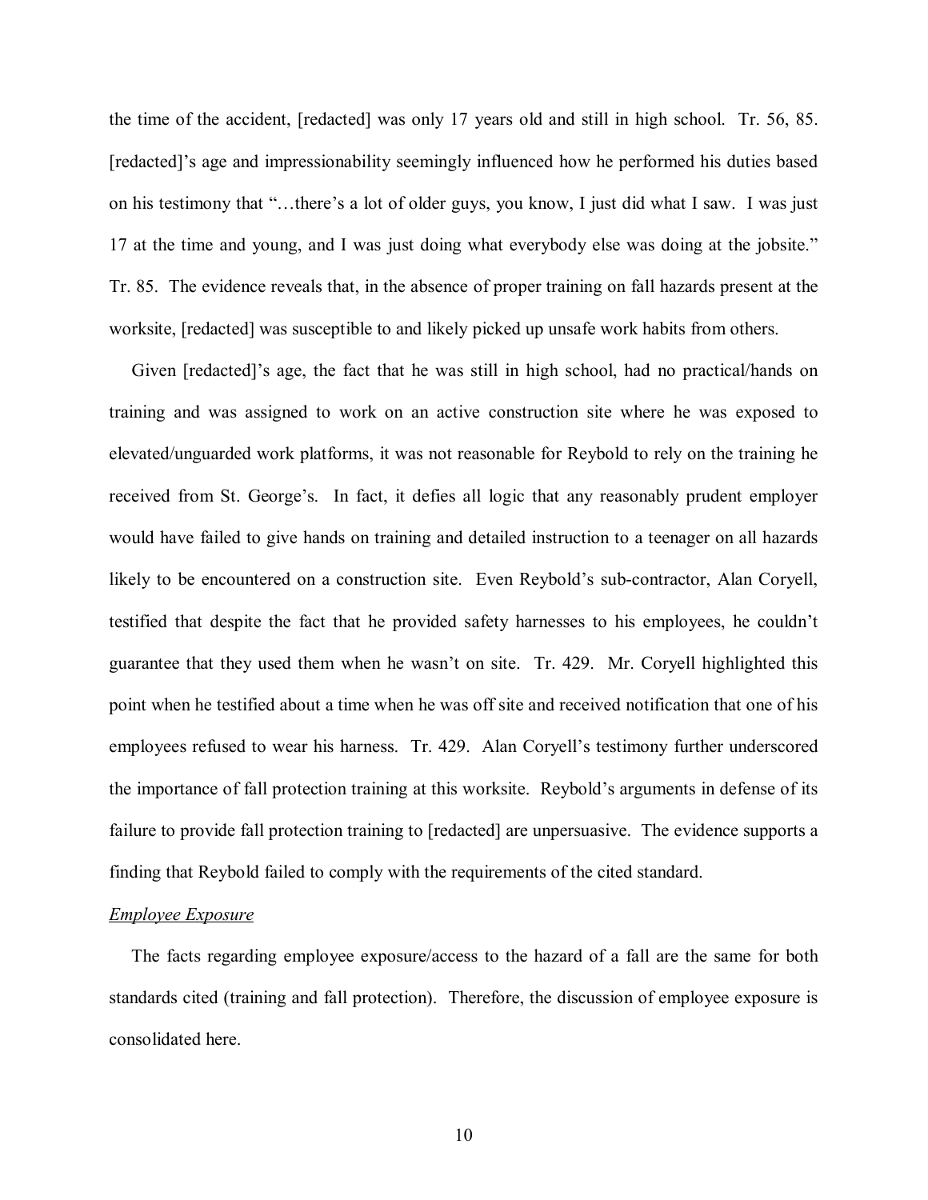the time of the accident, [redacted] was only 17 years old and still in high school. Tr. 56, 85. [redacted]'s age and impressionability seemingly influenced how he performed his duties based on his testimony that "…there's a lot of older guys, you know, I just did what I saw. I was just 17 at the time and young, and I was just doing what everybody else was doing at the jobsite." Tr. 85. The evidence reveals that, in the absence of proper training on fall hazards present at the worksite, [redacted] was susceptible to and likely picked up unsafe work habits from others.

Given [redacted]'s age, the fact that he was still in high school, had no practical/hands on training and was assigned to work on an active construction site where he was exposed to elevated/unguarded work platforms, it was not reasonable for Reybold to rely on the training he received from St. George's. In fact, it defies all logic that any reasonably prudent employer would have failed to give hands on training and detailed instruction to a teenager on all hazards likely to be encountered on a construction site. Even Reybold's sub-contractor, Alan Coryell, testified that despite the fact that he provided safety harnesses to his employees, he couldn't guarantee that they used them when he wasn't on site. Tr. 429. Mr. Coryell highlighted this point when he testified about a time when he was off site and received notification that one of his employees refused to wear his harness. Tr. 429. Alan Coryell's testimony further underscored the importance of fall protection training at this worksite. Reybold's arguments in defense of its failure to provide fall protection training to [redacted] are unpersuasive. The evidence supports a finding that Reybold failed to comply with the requirements of the cited standard.

*Employee Exposure*

The facts regarding employee exposure/access to the hazard of a fall are the same for both standards cited (training and fall protection). Therefore, the discussion of employee exposure is consolidated here.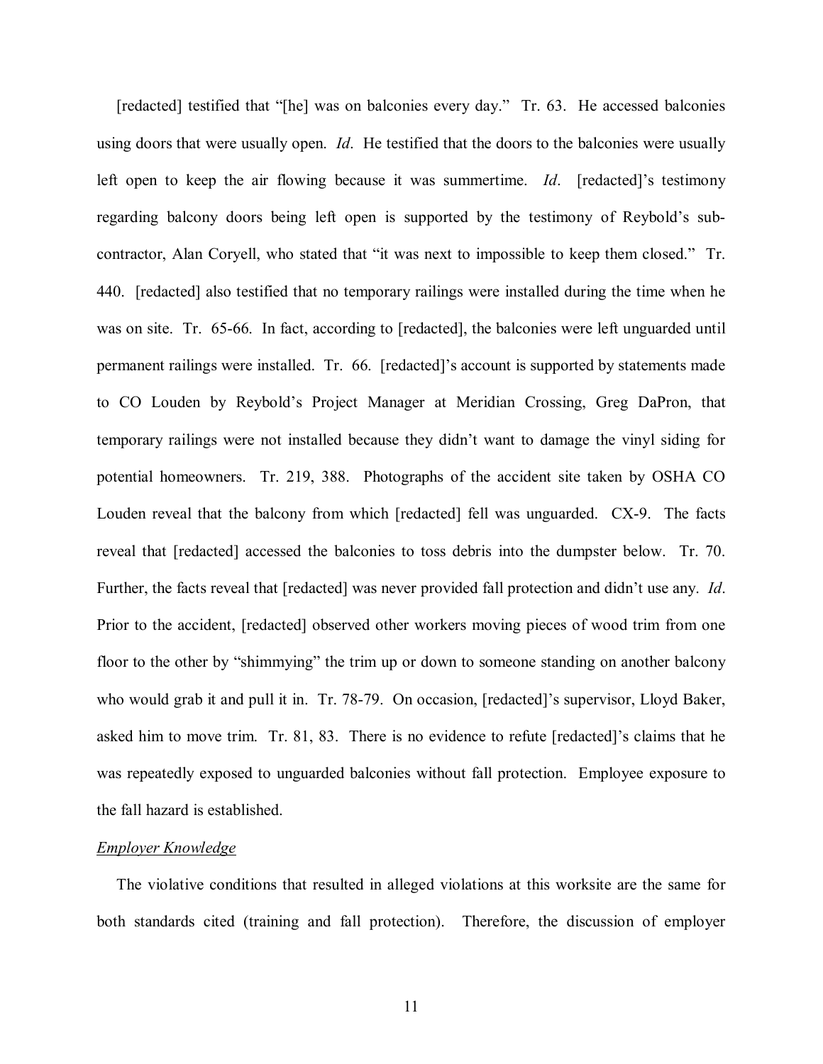[redacted] testified that "[he] was on balconies every day." Tr. 63. He accessed balconies using doors that were usually open. *Id*. He testified that the doors to the balconies were usually left open to keep the air flowing because it was summertime. *Id*. [redacted]'s testimony regarding balcony doors being left open is supported by the testimony of Reybold's sub-contractor, Alan Coryell, who stated that "it was next to impossible to keep them closed." Tr. 440. [redacted] also testified that no temporary railings were installed during the time when he was on site. Tr. 65-66. In fact, according to [redacted], the balconies were left unguarded until permanent railings were installed. Tr. 66. [redacted]'s account is supported by statements made to CO Louden by Reybold's Project Manager at Meridian Crossing, Greg DaPron, that temporary railings were not installed because they didn't want to damage the vinyl siding for potential homeowners. Tr. 219, 388. Photographs of the accident site taken by OSHA CO Louden reveal that the balcony from which [redacted] fell was unguarded. CX-9. The facts reveal that [redacted] accessed the balconies to toss debris into the dumpster below. Tr. 70. Further, the facts reveal that [redacted] was never provided fall protection and didn't use any. *Id*. Prior to the accident, [redacted] observed other workers moving pieces of wood trim from one floor to the other by "shimmying" the trim up or down to someone standing on another balcony who would grab it and pull it in. Tr. 78-79. On occasion, [redacted]'s supervisor, Lloyd Baker, asked him to move trim. Tr. 81, 83. There is no evidence to refute [redacted]'s claims that he was repeatedly exposed to unguarded balconies without fall protection. Employee exposure to the fall hazard is established.

*Employer Knowledge*

The violative conditions that resulted in alleged violations at this worksite are the same for both standards cited (training and fall protection). Therefore, the discussion of employer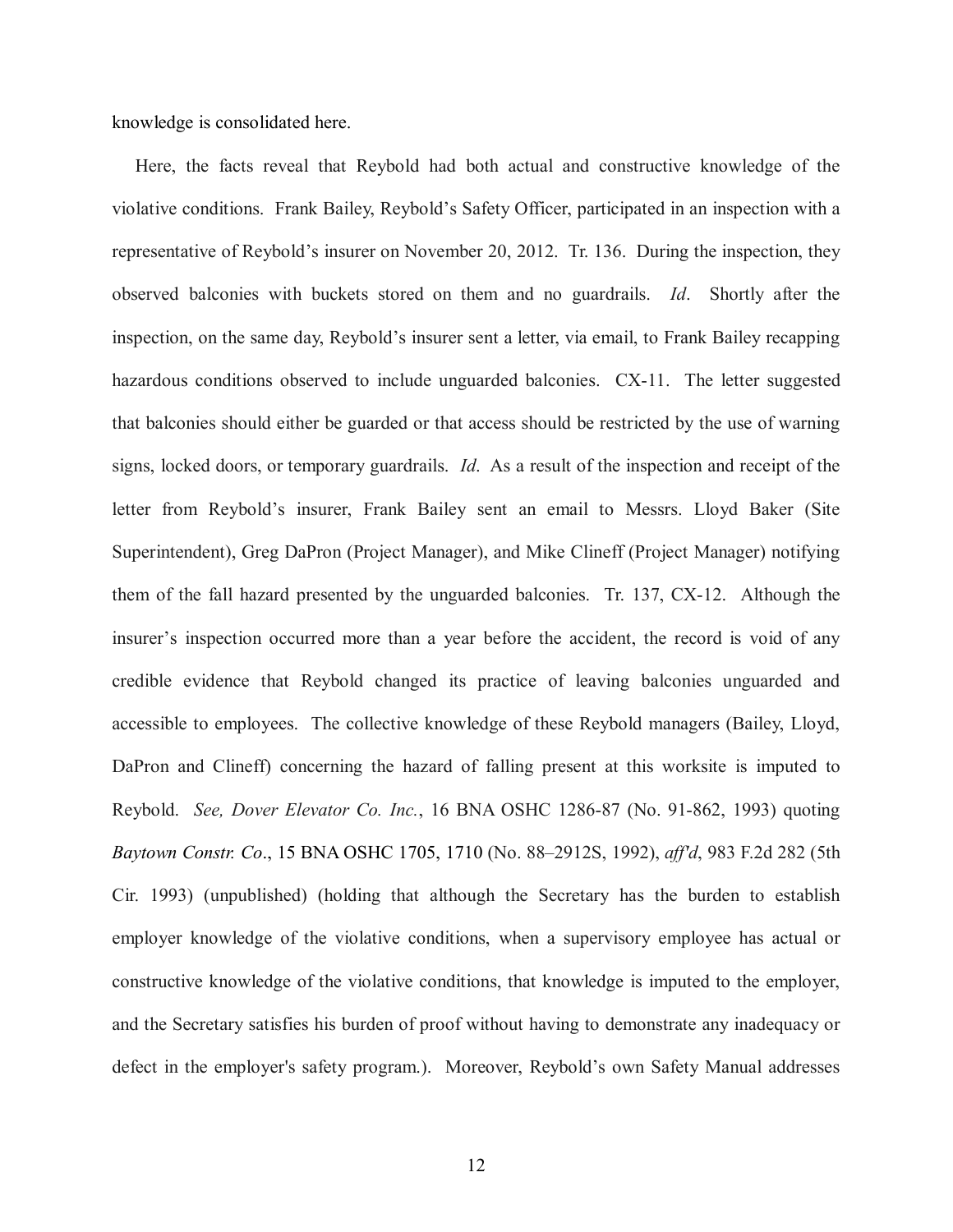knowledge is consolidated here.

Here, the facts reveal that Reybold had both actual and constructive knowledge of the violative conditions. Frank Bailey, Reybold's Safety Officer, participated in an inspection with a representative of Reybold's insurer on November 20, 2012. Tr. 136. During the inspection, they observed balconies with buckets stored on them and no guardrails. *Id*. Shortly after the inspection, on the same day, Reybold's insurer sent a letter, via email, to Frank Bailey recapping hazardous conditions observed to include unguarded balconies. CX-11. The letter suggested that balconies should either be guarded or that access should be restricted by the use of warning signs, locked doors, or temporary guardrails. *Id*. As a result of the inspection and receipt of the letter from Reybold's insurer, Frank Bailey sent an email to Messrs. Lloyd Baker (Site Superintendent), Greg DaPron (Project Manager), and Mike Clineff (Project Manager) notifying them of the fall hazard presented by the unguarded balconies. Tr. 137, CX-12. Although the insurer's inspection occurred more than a year before the accident, the record is void of any credible evidence that Reybold changed its practice of leaving balconies unguarded and accessible to employees. The collective knowledge of these Reybold managers (Bailey, Lloyd, DaPron and Clineff) concerning the hazard of falling present at this worksite is imputed to Reybold. *See, Dover Elevator Co. Inc.*, 16 BNA OSHC 1286-87 (No. 91-862, 1993) quoting *Baytown Constr. Co*., 15 BNA OSHC 1705, 1710 (No. 88–2912S, 1992), *aff'd*, 983 F.2d 282 (5th Cir. 1993) (unpublished) (holding that although the Secretary has the burden to establish employer knowledge of the violative conditions, when a supervisory employee has actual or constructive knowledge of the violative conditions, that knowledge is imputed to the employer, and the Secretary satisfies his burden of proof without having to demonstrate any inadequacy or defect in the employer's safety program.). Moreover, Reybold's own Safety Manual addresses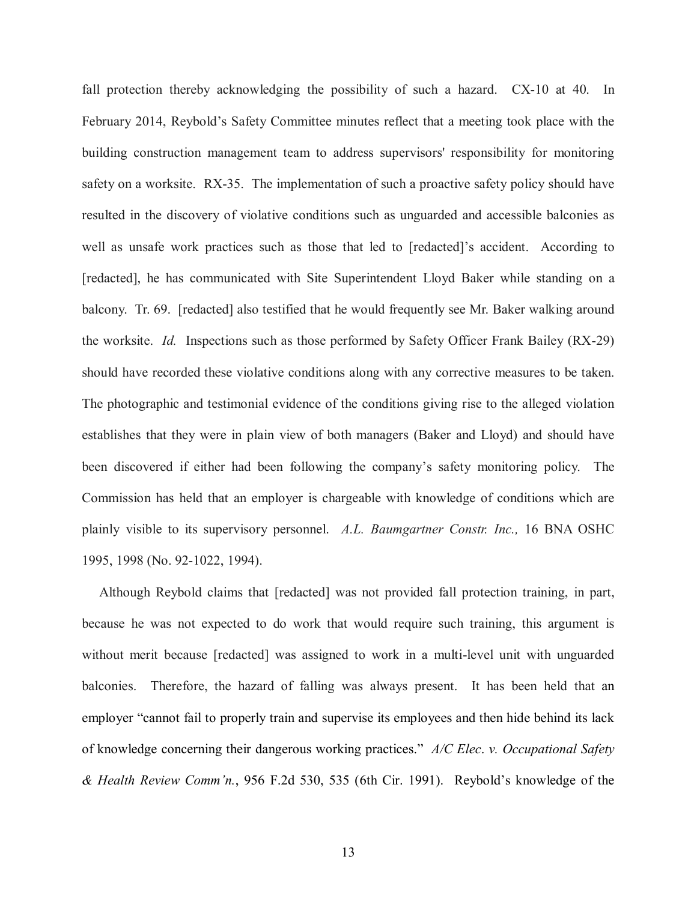fall protection thereby acknowledging the possibility of such a hazard. CX-10 at 40. In February 2014, Reybold's Safety Committee minutes reflect that a meeting took place with the building construction management team to address supervisors' responsibility for monitoring safety on a worksite. RX-35. The implementation of such a proactive safety policy should have resulted in the discovery of violative conditions such as unguarded and accessible balconies as well as unsafe work practices such as those that led to [redacted]'s accident. According to [redacted], he has communicated with Site Superintendent Lloyd Baker while standing on a balcony. Tr. 69. [redacted] also testified that he would frequently see Mr. Baker walking around the worksite. *Id.* Inspections such as those performed by Safety Officer Frank Bailey (RX-29) should have recorded these violative conditions along with any corrective measures to be taken. The photographic and testimonial evidence of the conditions giving rise to the alleged violation establishes that they were in plain view of both managers (Baker and Lloyd) and should have been discovered if either had been following the company's safety monitoring policy. The Commission has held that an employer is chargeable with knowledge of conditions which are plainly visible to its supervisory personnel. *A.L. Baumgartner Constr. Inc.,* 16 BNA OSHC 1995, 1998 (No. 92-1022, 1994).

Although Reybold claims that [redacted] was not provided fall protection training, in part, because he was not expected to do work that would require such training, this argument is without merit because [redacted] was assigned to work in a multi-level unit with unguarded balconies. Therefore, the hazard of falling was always present. It has been held that an employer "cannot fail to properly train and supervise its employees and then hide behind its lack of knowledge concerning their dangerous working practices." *A/C Elec. v. Occupational Safety & Health Review Comm'n.*, 956 F.2d 530, 535 (6th Cir. 1991). Reybold's knowledge of the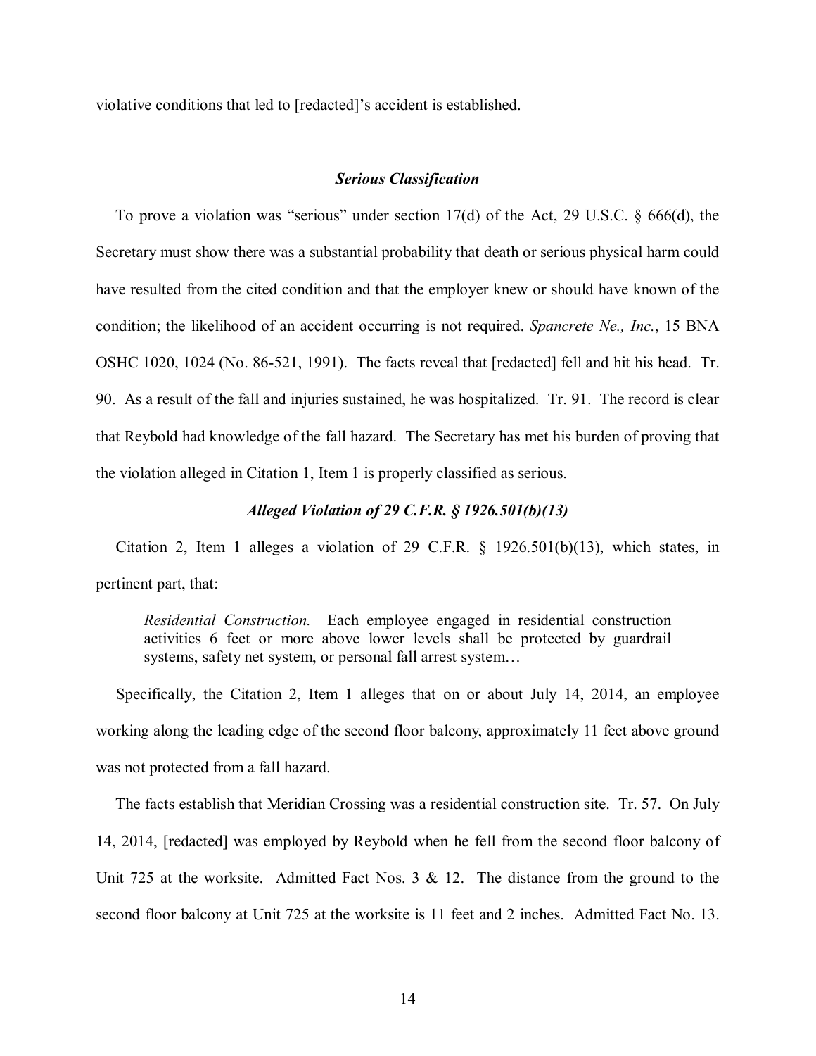violative conditions that led to [redacted]'s accident is established.

### *Serious Classification*

To prove a violation was "serious" under section 17(d) of the Act, 29 U.S.C. § 666(d), the Secretary must show there was a substantial probability that death or serious physical harm could have resulted from the cited condition and that the employer knew or should have known of the condition; the likelihood of an accident occurring is not required. *Spancrete Ne., Inc.*, 15 BNA OSHC 1020, 1024 (No. 86-521, 1991). The facts reveal that [redacted] fell and hit his head. Tr. 90. As a result of the fall and injuries sustained, he was hospitalized. Tr. 91. The record is clear that Reybold had knowledge of the fall hazard. The Secretary has met his burden of proving that the violation alleged in Citation 1, Item 1 is properly classified as serious.

### *Alleged Violation of 29 C.F.R. § 1926.501(b)(13)*

Citation 2, Item 1 alleges a violation of 29 C.F.R. § 1926.501(b)(13), which states, in pertinent part, that:

> *Residential Construction.* Each employee engaged in residential construction activities 6 feet or more above lower levels shall be protected by guardrail systems, safety net system, or personal fall arrest system…

Specifically, the Citation 2, Item 1 alleges that on or about July 14, 2014, an employee working along the leading edge of the second floor balcony, approximately 11 feet above ground was not protected from a fall hazard.

The facts establish that Meridian Crossing was a residential construction site. Tr. 57. On July 14, 2014, [redacted] was employed by Reybold when he fell from the second floor balcony of Unit 725 at the worksite. Admitted Fact Nos. 3 & 12. The distance from the ground to the second floor balcony at Unit 725 at the worksite is 11 feet and 2 inches. Admitted Fact No. 13.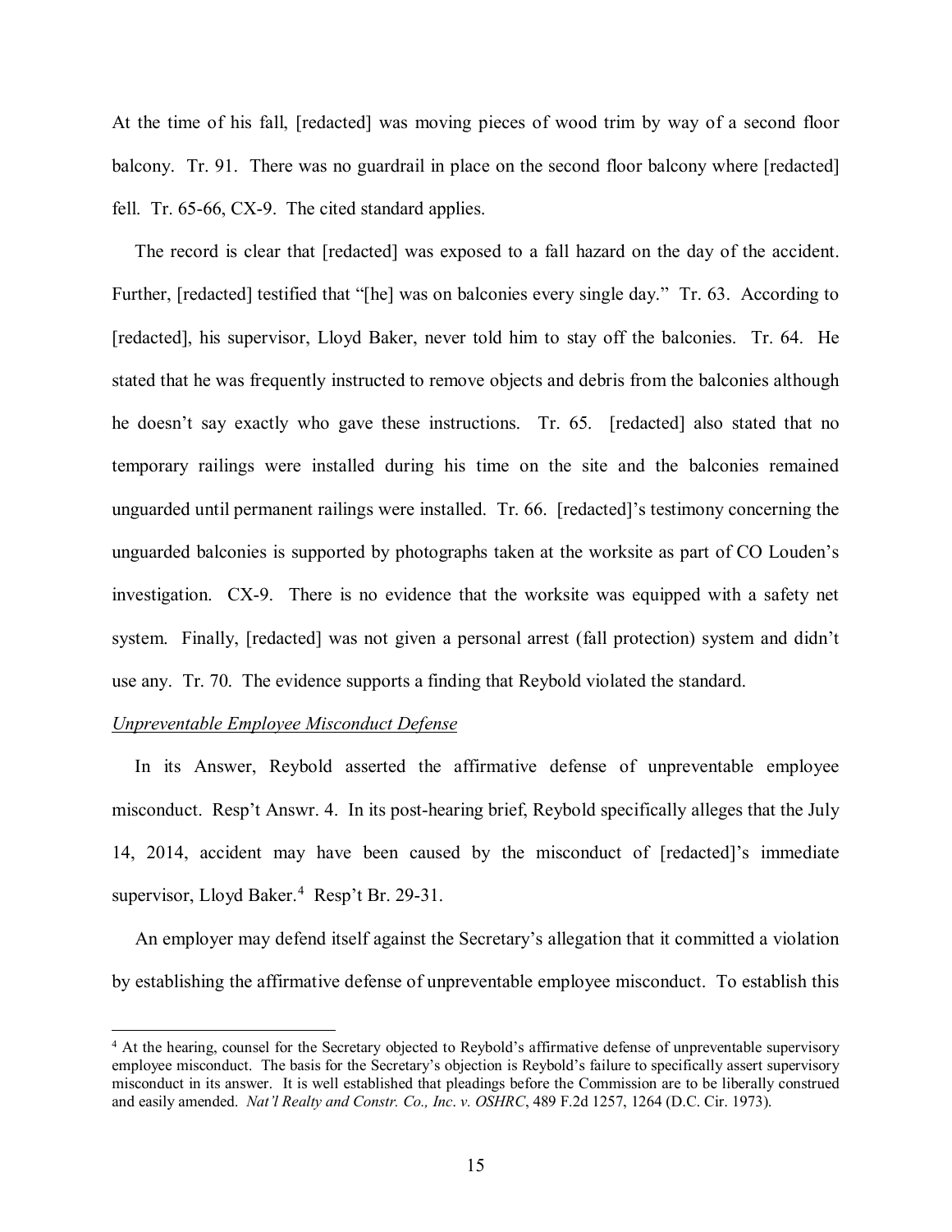At the time of his fall, [redacted] was moving pieces of wood trim by way of a second floor balcony. Tr. 91. There was no guardrail in place on the second floor balcony where [redacted] fell. Tr. 65-66, CX-9. The cited standard applies.

The record is clear that [redacted] was exposed to a fall hazard on the day of the accident. Further, [redacted] testified that "[he] was on balconies every single day." Tr. 63. According to [redacted], his supervisor, Lloyd Baker, never told him to stay off the balconies. Tr. 64. He stated that he was frequently instructed to remove objects and debris from the balconies although he doesn't say exactly who gave these instructions. Tr. 65. [redacted] also stated that no temporary railings were installed during his time on the site and the balconies remained unguarded until permanent railings were installed. Tr. 66. [redacted]'s testimony concerning the unguarded balconies is supported by photographs taken at the worksite as part of CO Louden's investigation. CX-9. There is no evidence that the worksite was equipped with a safety net system. Finally, [redacted] was not given a personal arrest (fall protection) system and didn't use any. Tr. 70. The evidence supports a finding that Reybold violated the standard.

*Unpreventable Employee Misconduct Defense*

In its Answer, Reybold asserted the affirmative defense of unpreventable employee misconduct. Resp't Answr. 4. In its post-hearing brief, Reybold specifically alleges that the July 14, 2014, accident may have been caused by the misconduct of [redacted]'s immediate supervisor, Lloyd Baker.[4] Resp't Br. 29-31.

An employer may defend itself against the Secretary's allegation that it committed a violation by establishing the affirmative defense of unpreventable employee misconduct. To establish this

---

[4] At the hearing, counsel for the Secretary objected to Reybold's affirmative defense of unpreventable supervisory employee misconduct. The basis for the Secretary's objection is Reybold's failure to specifically assert supervisory misconduct in its answer. It is well established that pleadings before the Commission are to be liberally construed and easily amended. *Nat'l Realty and Constr. Co., Inc. v. OSHRC*, 489 F.2d 1257, 1264 (D.C. Cir. 1973).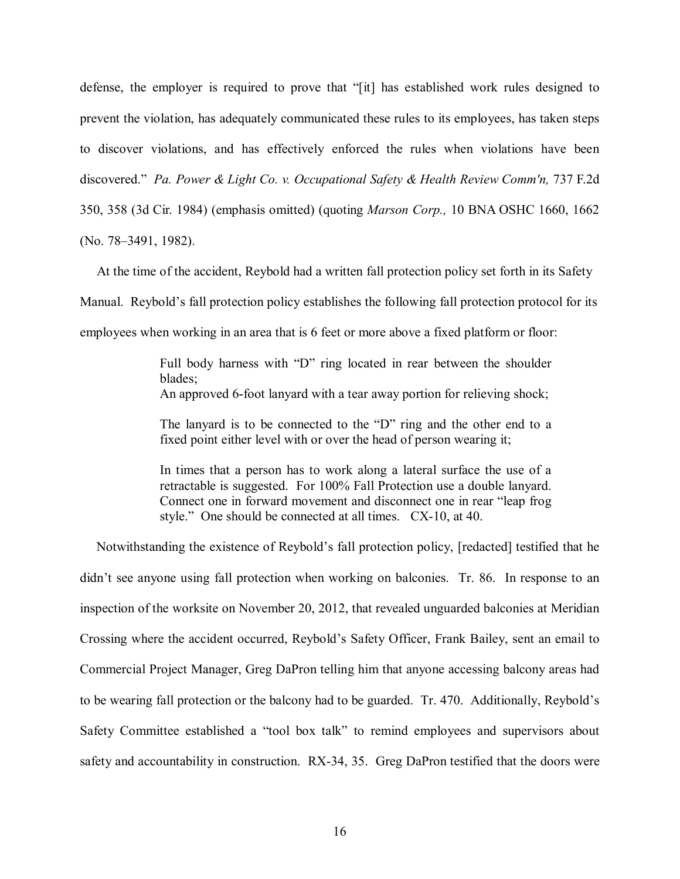defense, the employer is required to prove that "[it] has established work rules designed to prevent the violation, has adequately communicated these rules to its employees, has taken steps to discover violations, and has effectively enforced the rules when violations have been discovered." *Pa. Power & Light Co. v. Occupational Safety & Health Review Comm'n,* 737 F.2d 350, 358 (3d Cir. 1984) (emphasis omitted) (quoting *Marson Corp.,* 10 BNA OSHC 1660, 1662 (No. 78–3491, 1982).

At the time of the accident, Reybold had a written fall protection policy set forth in its Safety Manual. Reybold's fall protection policy establishes the following fall protection protocol for its employees when working in an area that is 6 feet or more above a fixed platform or floor:

> Full body harness with "D" ring located in rear between the shoulder blades;
> An approved 6-foot lanyard with a tear away portion for relieving shock;
>
> The lanyard is to be connected to the "D" ring and the other end to a fixed point either level with or over the head of person wearing it;
>
> In times that a person has to work along a lateral surface the use of a retractable is suggested. For 100% Fall Protection use a double lanyard. Connect one in forward movement and disconnect one in rear "leap frog style." One should be connected at all times. CX-10, at 40.

Notwithstanding the existence of Reybold's fall protection policy, [redacted] testified that he didn't see anyone using fall protection when working on balconies. Tr. 86. In response to an inspection of the worksite on November 20, 2012, that revealed unguarded balconies at Meridian Crossing where the accident occurred, Reybold's Safety Officer, Frank Bailey, sent an email to Commercial Project Manager, Greg DaPron telling him that anyone accessing balcony areas had to be wearing fall protection or the balcony had to be guarded. Tr. 470. Additionally, Reybold's Safety Committee established a "tool box talk" to remind employees and supervisors about safety and accountability in construction. RX-34, 35. Greg DaPron testified that the doors were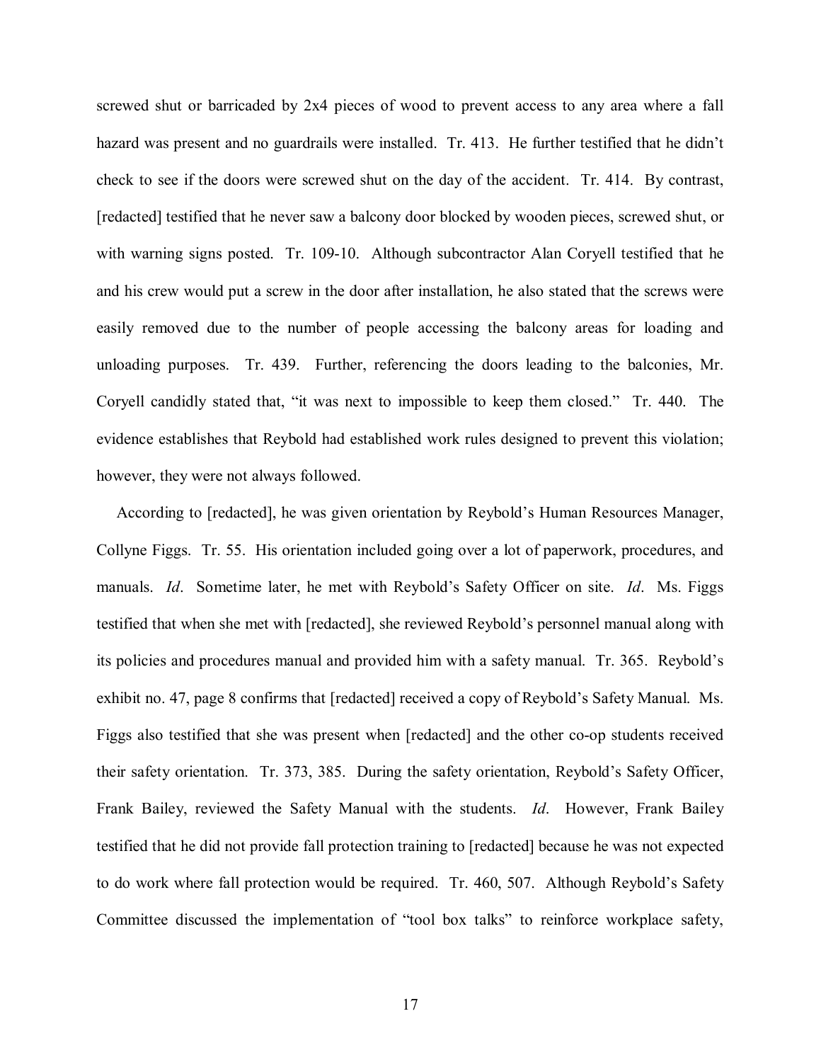screwed shut or barricaded by 2x4 pieces of wood to prevent access to any area where a fall hazard was present and no guardrails were installed. Tr. 413. He further testified that he didn't check to see if the doors were screwed shut on the day of the accident. Tr. 414. By contrast, [redacted] testified that he never saw a balcony door blocked by wooden pieces, screwed shut, or with warning signs posted. Tr. 109-10. Although subcontractor Alan Coryell testified that he and his crew would put a screw in the door after installation, he also stated that the screws were easily removed due to the number of people accessing the balcony areas for loading and unloading purposes. Tr. 439. Further, referencing the doors leading to the balconies, Mr. Coryell candidly stated that, "it was next to impossible to keep them closed." Tr. 440. The evidence establishes that Reybold had established work rules designed to prevent this violation; however, they were not always followed.

According to [redacted], he was given orientation by Reybold's Human Resources Manager, Collyne Figgs. Tr. 55. His orientation included going over a lot of paperwork, procedures, and manuals. *Id*. Sometime later, he met with Reybold's Safety Officer on site. *Id*. Ms. Figgs testified that when she met with [redacted], she reviewed Reybold's personnel manual along with its policies and procedures manual and provided him with a safety manual. Tr. 365. Reybold's exhibit no. 47, page 8 confirms that [redacted] received a copy of Reybold's Safety Manual. Ms. Figgs also testified that she was present when [redacted] and the other co-op students received their safety orientation. Tr. 373, 385. During the safety orientation, Reybold's Safety Officer, Frank Bailey, reviewed the Safety Manual with the students. *Id*. However, Frank Bailey testified that he did not provide fall protection training to [redacted] because he was not expected to do work where fall protection would be required. Tr. 460, 507. Although Reybold's Safety Committee discussed the implementation of "tool box talks" to reinforce workplace safety,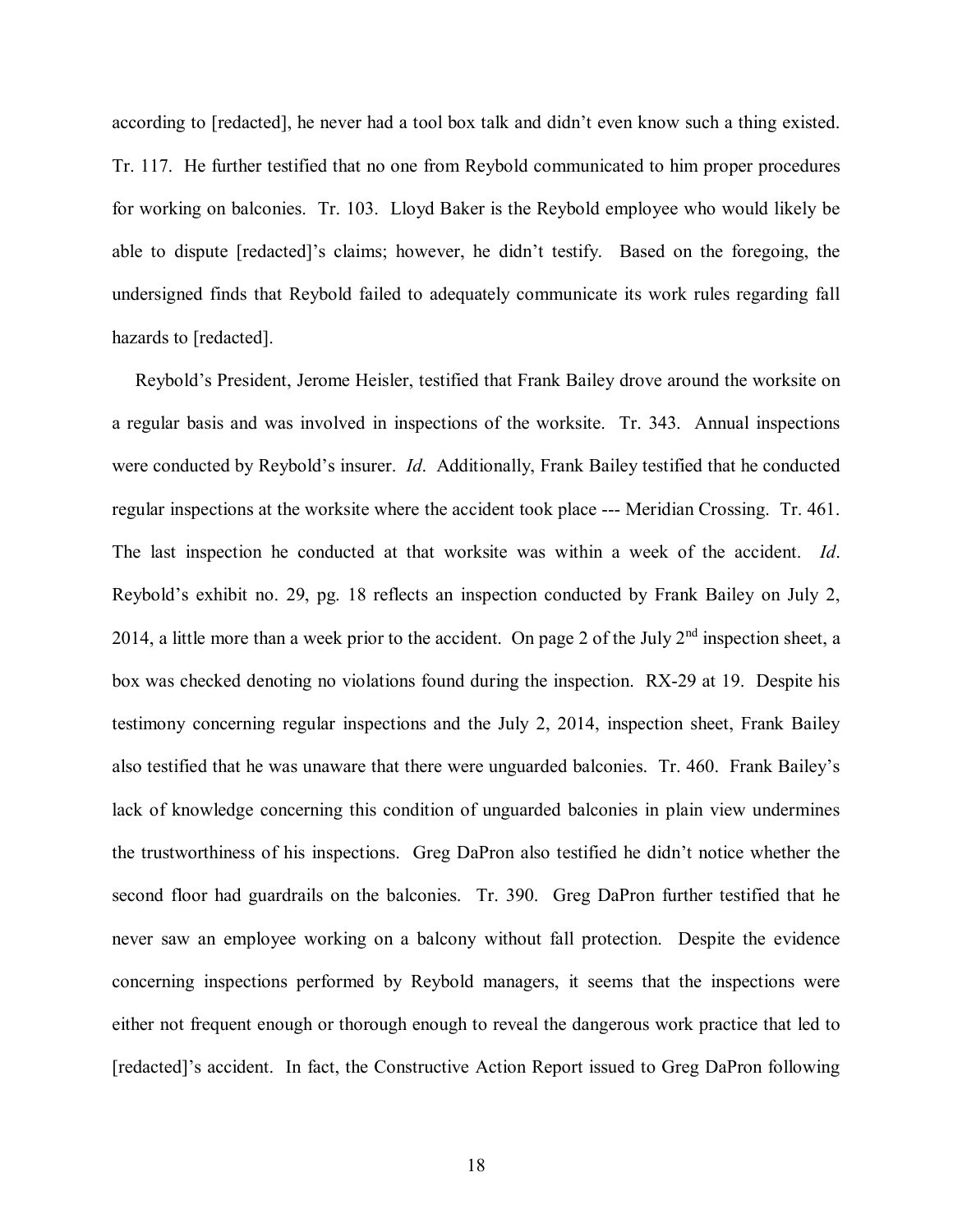according to [redacted], he never had a tool box talk and didn't even know such a thing existed. Tr. 117. He further testified that no one from Reybold communicated to him proper procedures for working on balconies. Tr. 103. Lloyd Baker is the Reybold employee who would likely be able to dispute [redacted]'s claims; however, he didn't testify. Based on the foregoing, the undersigned finds that Reybold failed to adequately communicate its work rules regarding fall hazards to [redacted].

Reybold's President, Jerome Heisler, testified that Frank Bailey drove around the worksite on a regular basis and was involved in inspections of the worksite. Tr. 343. Annual inspections were conducted by Reybold's insurer. *Id*. Additionally, Frank Bailey testified that he conducted regular inspections at the worksite where the accident took place --- Meridian Crossing. Tr. 461. The last inspection he conducted at that worksite was within a week of the accident. *Id*. Reybold's exhibit no. 29, pg. 18 reflects an inspection conducted by Frank Bailey on July 2, 2014, a little more than a week prior to the accident. On page 2 of the July 2nd inspection sheet, a box was checked denoting no violations found during the inspection. RX-29 at 19. Despite his testimony concerning regular inspections and the July 2, 2014, inspection sheet, Frank Bailey also testified that he was unaware that there were unguarded balconies. Tr. 460. Frank Bailey's lack of knowledge concerning this condition of unguarded balconies in plain view undermines the trustworthiness of his inspections. Greg DaPron also testified he didn't notice whether the second floor had guardrails on the balconies. Tr. 390. Greg DaPron further testified that he never saw an employee working on a balcony without fall protection. Despite the evidence concerning inspections performed by Reybold managers, it seems that the inspections were either not frequent enough or thorough enough to reveal the dangerous work practice that led to [redacted]'s accident. In fact, the Constructive Action Report issued to Greg DaPron following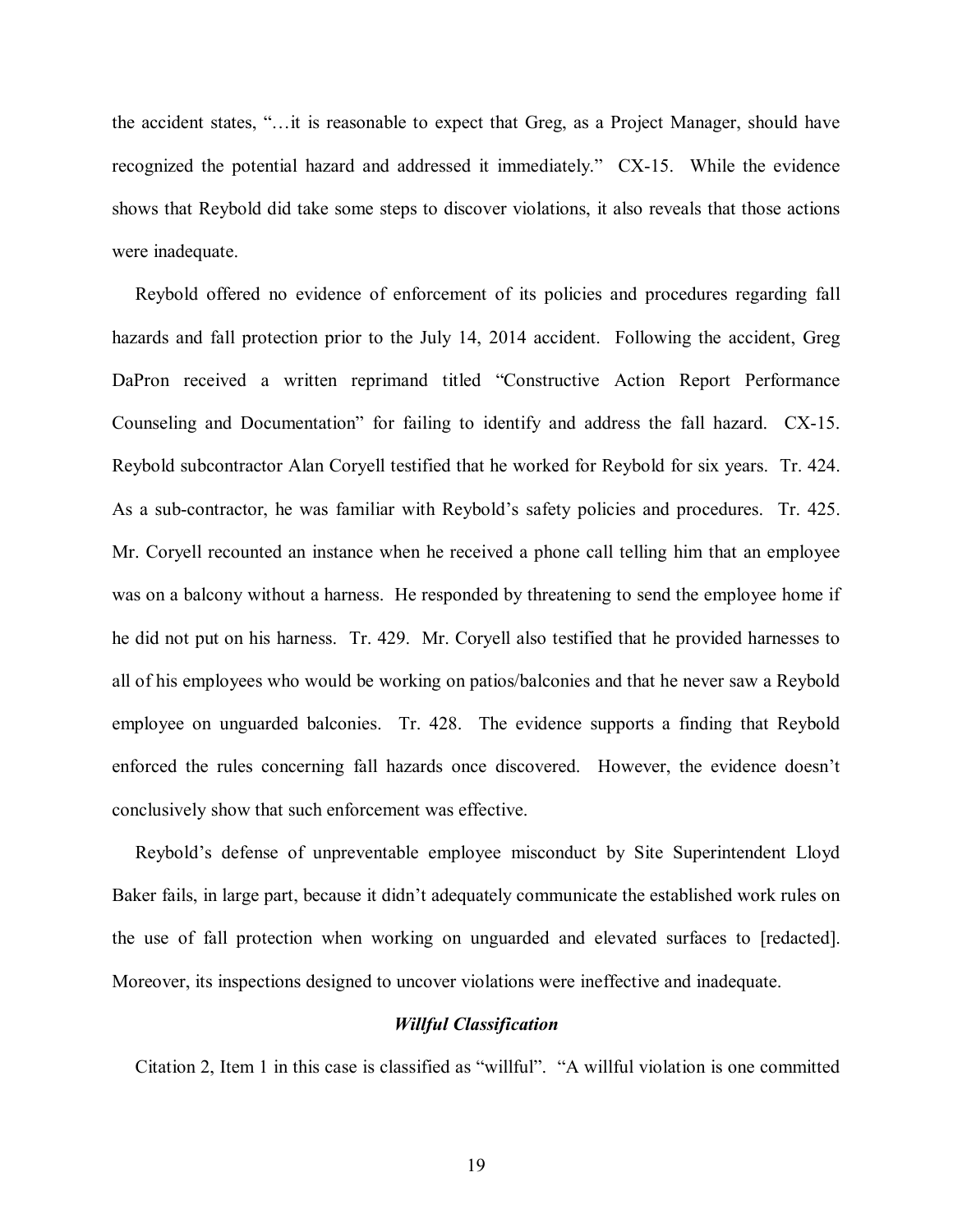the accident states, "…it is reasonable to expect that Greg, as a Project Manager, should have recognized the potential hazard and addressed it immediately." CX-15. While the evidence shows that Reybold did take some steps to discover violations, it also reveals that those actions were inadequate.

Reybold offered no evidence of enforcement of its policies and procedures regarding fall hazards and fall protection prior to the July 14, 2014 accident. Following the accident, Greg DaPron received a written reprimand titled "Constructive Action Report Performance Counseling and Documentation" for failing to identify and address the fall hazard. CX-15. Reybold subcontractor Alan Coryell testified that he worked for Reybold for six years. Tr. 424. As a sub-contractor, he was familiar with Reybold's safety policies and procedures. Tr. 425. Mr. Coryell recounted an instance when he received a phone call telling him that an employee was on a balcony without a harness. He responded by threatening to send the employee home if he did not put on his harness. Tr. 429. Mr. Coryell also testified that he provided harnesses to all of his employees who would be working on patios/balconies and that he never saw a Reybold employee on unguarded balconies. Tr. 428. The evidence supports a finding that Reybold enforced the rules concerning fall hazards once discovered. However, the evidence doesn't conclusively show that such enforcement was effective.

Reybold's defense of unpreventable employee misconduct by Site Superintendent Lloyd Baker fails, in large part, because it didn't adequately communicate the established work rules on the use of fall protection when working on unguarded and elevated surfaces to [redacted]. Moreover, its inspections designed to uncover violations were ineffective and inadequate.

### *Willful Classification*

Citation 2, Item 1 in this case is classified as "willful". "A willful violation is one committed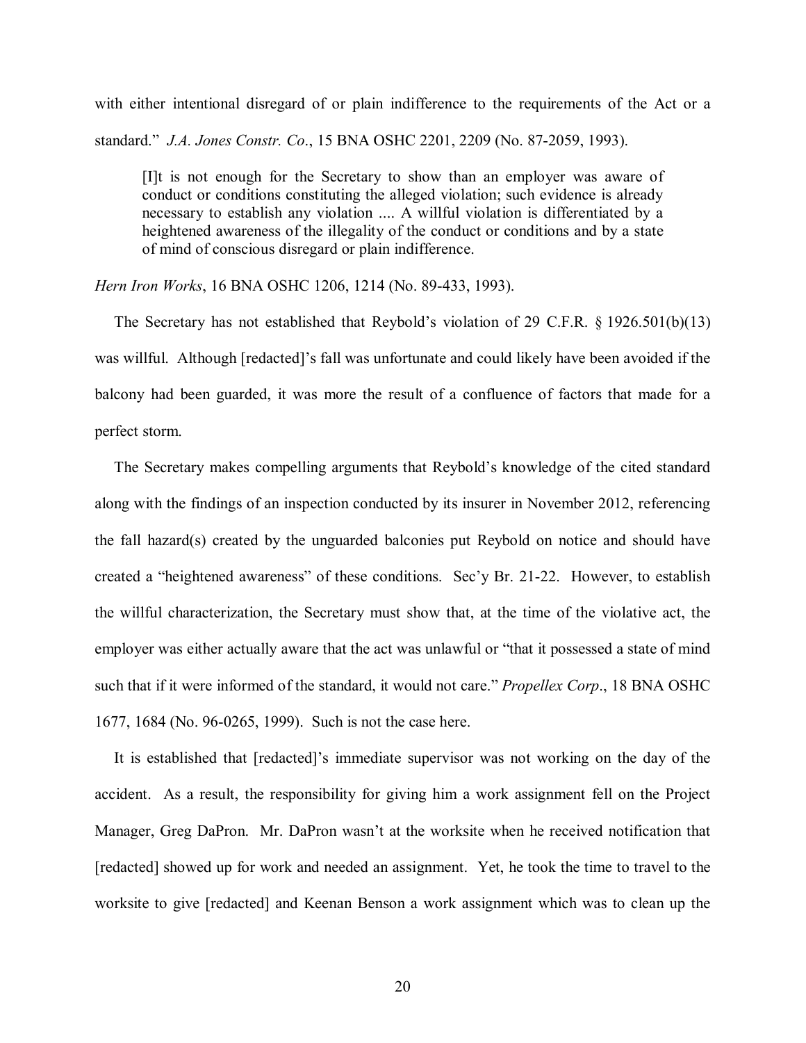with either intentional disregard of or plain indifference to the requirements of the Act or a standard." *J.A. Jones Constr. Co*., 15 BNA OSHC 2201, 2209 (No. 87-2059, 1993).

> [I]t is not enough for the Secretary to show than an employer was aware of conduct or conditions constituting the alleged violation; such evidence is already necessary to establish any violation .... A willful violation is differentiated by a heightened awareness of the illegality of the conduct or conditions and by a state of mind of conscious disregard or plain indifference.

*Hern Iron Works*, 16 BNA OSHC 1206, 1214 (No. 89-433, 1993).

The Secretary has not established that Reybold's violation of 29 C.F.R. § 1926.501(b)(13) was willful. Although [redacted]'s fall was unfortunate and could likely have been avoided if the balcony had been guarded, it was more the result of a confluence of factors that made for a perfect storm.

The Secretary makes compelling arguments that Reybold's knowledge of the cited standard along with the findings of an inspection conducted by its insurer in November 2012, referencing the fall hazard(s) created by the unguarded balconies put Reybold on notice and should have created a "heightened awareness" of these conditions. Sec'y Br. 21-22. However, to establish the willful characterization, the Secretary must show that, at the time of the violative act, the employer was either actually aware that the act was unlawful or "that it possessed a state of mind such that if it were informed of the standard, it would not care." *Propellex Corp*., 18 BNA OSHC 1677, 1684 (No. 96-0265, 1999). Such is not the case here.

It is established that [redacted]'s immediate supervisor was not working on the day of the accident. As a result, the responsibility for giving him a work assignment fell on the Project Manager, Greg DaPron. Mr. DaPron wasn't at the worksite when he received notification that [redacted] showed up for work and needed an assignment. Yet, he took the time to travel to the worksite to give [redacted] and Keenan Benson a work assignment which was to clean up the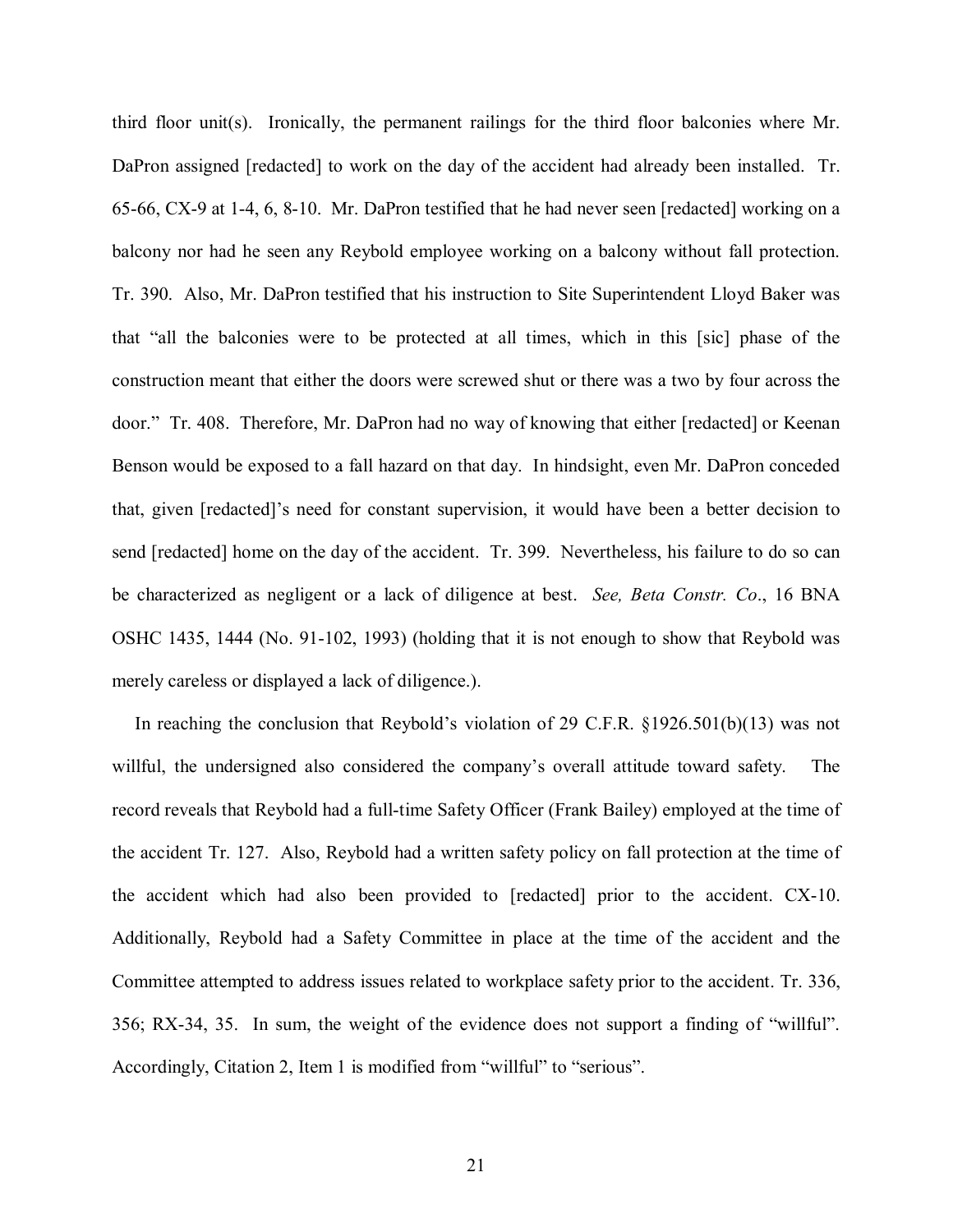third floor unit(s). Ironically, the permanent railings for the third floor balconies where Mr. DaPron assigned [redacted] to work on the day of the accident had already been installed. Tr. 65-66, CX-9 at 1-4, 6, 8-10. Mr. DaPron testified that he had never seen [redacted] working on a balcony nor had he seen any Reybold employee working on a balcony without fall protection. Tr. 390. Also, Mr. DaPron testified that his instruction to Site Superintendent Lloyd Baker was that "all the balconies were to be protected at all times, which in this [sic] phase of the construction meant that either the doors were screwed shut or there was a two by four across the door." Tr. 408. Therefore, Mr. DaPron had no way of knowing that either [redacted] or Keenan Benson would be exposed to a fall hazard on that day. In hindsight, even Mr. DaPron conceded that, given [redacted]'s need for constant supervision, it would have been a better decision to send [redacted] home on the day of the accident. Tr. 399. Nevertheless, his failure to do so can be characterized as negligent or a lack of diligence at best. *See, Beta Constr. Co*., 16 BNA OSHC 1435, 1444 (No. 91-102, 1993) (holding that it is not enough to show that Reybold was merely careless or displayed a lack of diligence.).

In reaching the conclusion that Reybold's violation of 29 C.F.R. §1926.501(b)(13) was not willful, the undersigned also considered the company's overall attitude toward safety. The record reveals that Reybold had a full-time Safety Officer (Frank Bailey) employed at the time of the accident Tr. 127. Also, Reybold had a written safety policy on fall protection at the time of the accident which had also been provided to [redacted] prior to the accident. CX-10. Additionally, Reybold had a Safety Committee in place at the time of the accident and the Committee attempted to address issues related to workplace safety prior to the accident. Tr. 336, 356; RX-34, 35. In sum, the weight of the evidence does not support a finding of "willful". Accordingly, Citation 2, Item 1 is modified from "willful" to "serious".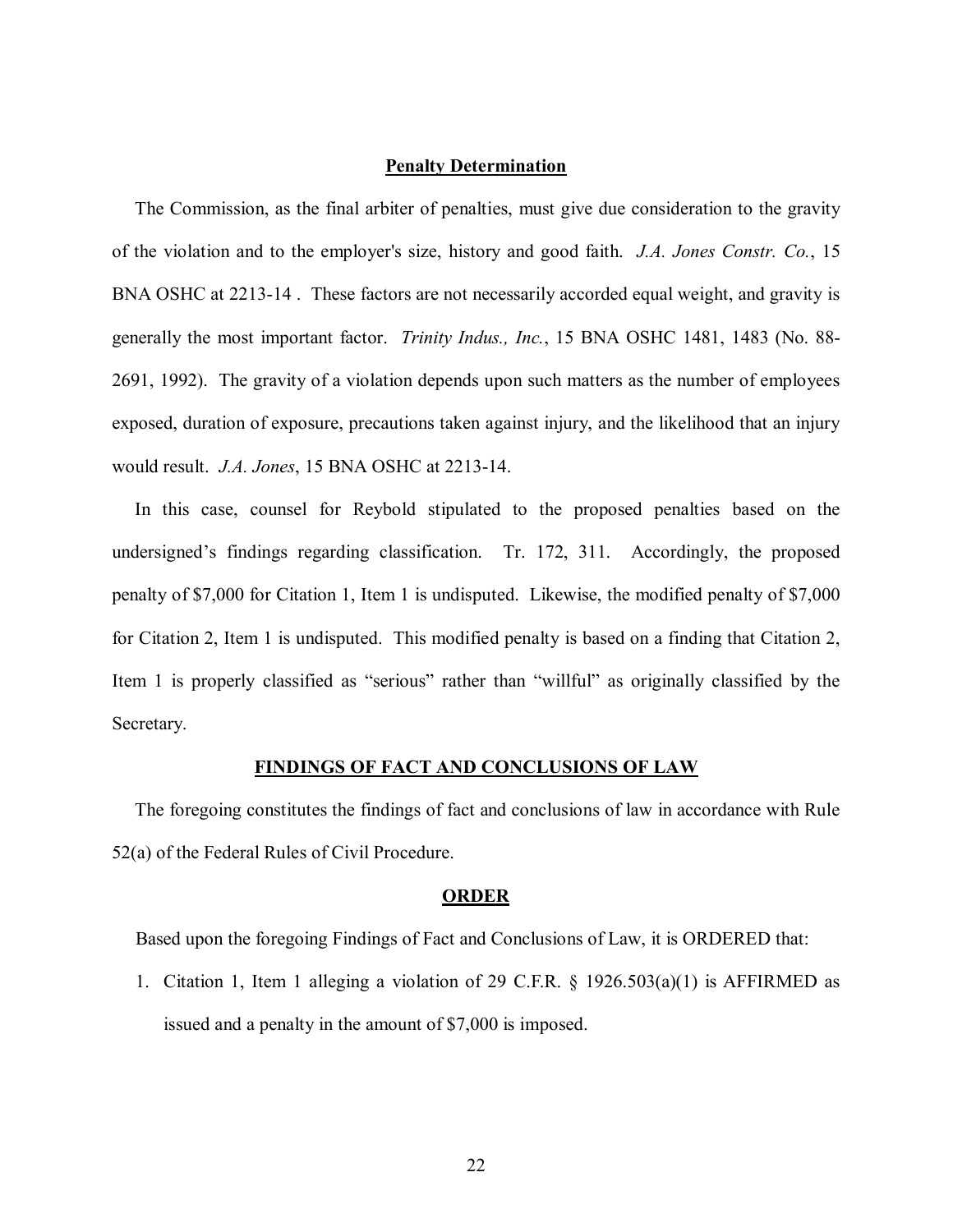## Penalty Determination

The Commission, as the final arbiter of penalties, must give due consideration to the gravity of the violation and to the employer's size, history and good faith. *J.A. Jones Constr. Co.*, 15 BNA OSHC at 2213-14 . These factors are not necessarily accorded equal weight, and gravity is generally the most important factor. *Trinity Indus., Inc.*, 15 BNA OSHC 1481, 1483 (No. 88-2691, 1992). The gravity of a violation depends upon such matters as the number of employees exposed, duration of exposure, precautions taken against injury, and the likelihood that an injury would result. *J.A. Jones*, 15 BNA OSHC at 2213-14.

In this case, counsel for Reybold stipulated to the proposed penalties based on the undersigned's findings regarding classification. Tr. 172, 311. Accordingly, the proposed penalty of $7,000 for Citation 1, Item 1 is undisputed. Likewise, the modified penalty of $7,000 for Citation 2, Item 1 is undisputed. This modified penalty is based on a finding that Citation 2, Item 1 is properly classified as "serious" rather than "willful" as originally classified by the Secretary.

## FINDINGS OF FACT AND CONCLUSIONS OF LAW

The foregoing constitutes the findings of fact and conclusions of law in accordance with Rule 52(a) of the Federal Rules of Civil Procedure.

## ORDER

Based upon the foregoing Findings of Fact and Conclusions of Law, it is ORDERED that:

1. Citation 1, Item 1 alleging a violation of 29 C.F.R. § 1926.503(a)(1) is AFFIRMED as issued and a penalty in the amount of $7,000 is imposed.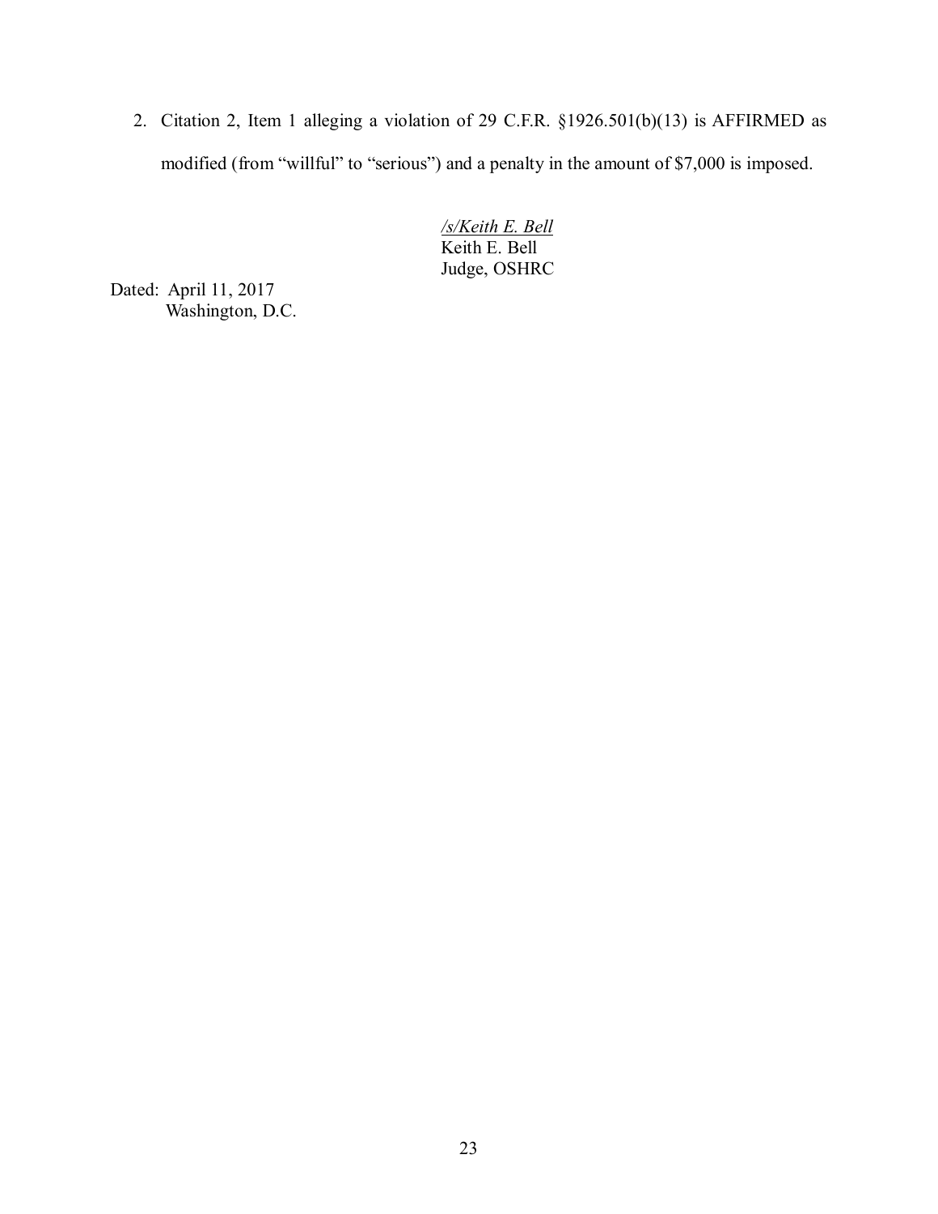2. Citation 2, Item 1 alleging a violation of 29 C.F.R. §1926.501(b)(13) is AFFIRMED as modified (from "willful" to "serious") and a penalty in the amount of $7,000 is imposed.

/s/Keith E. Bell
Keith E. Bell
Judge, OSHRC

Dated: April 11, 2017
Washington, D.C.